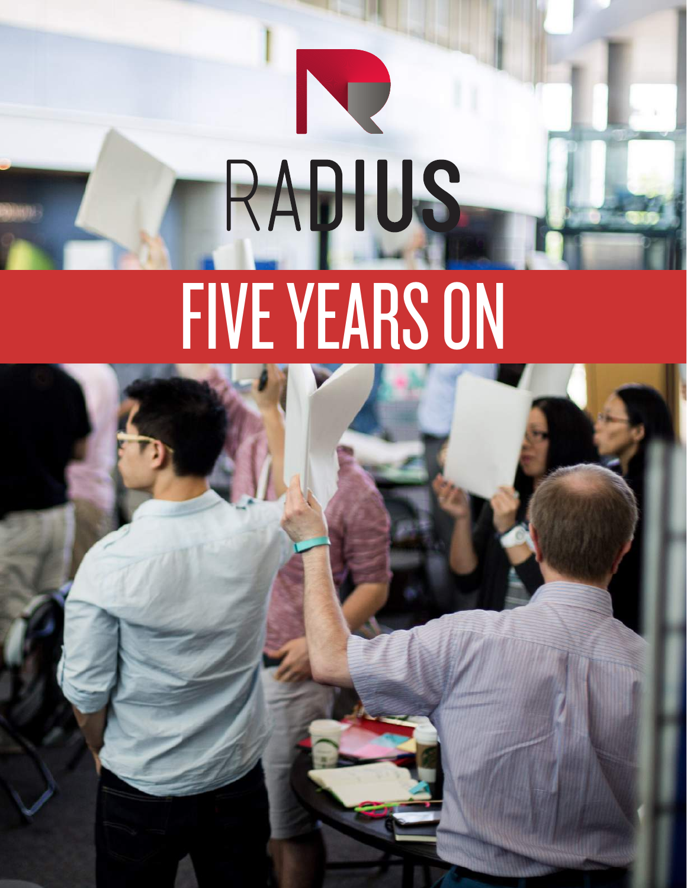# RADIUS

# FIVE YEARS ON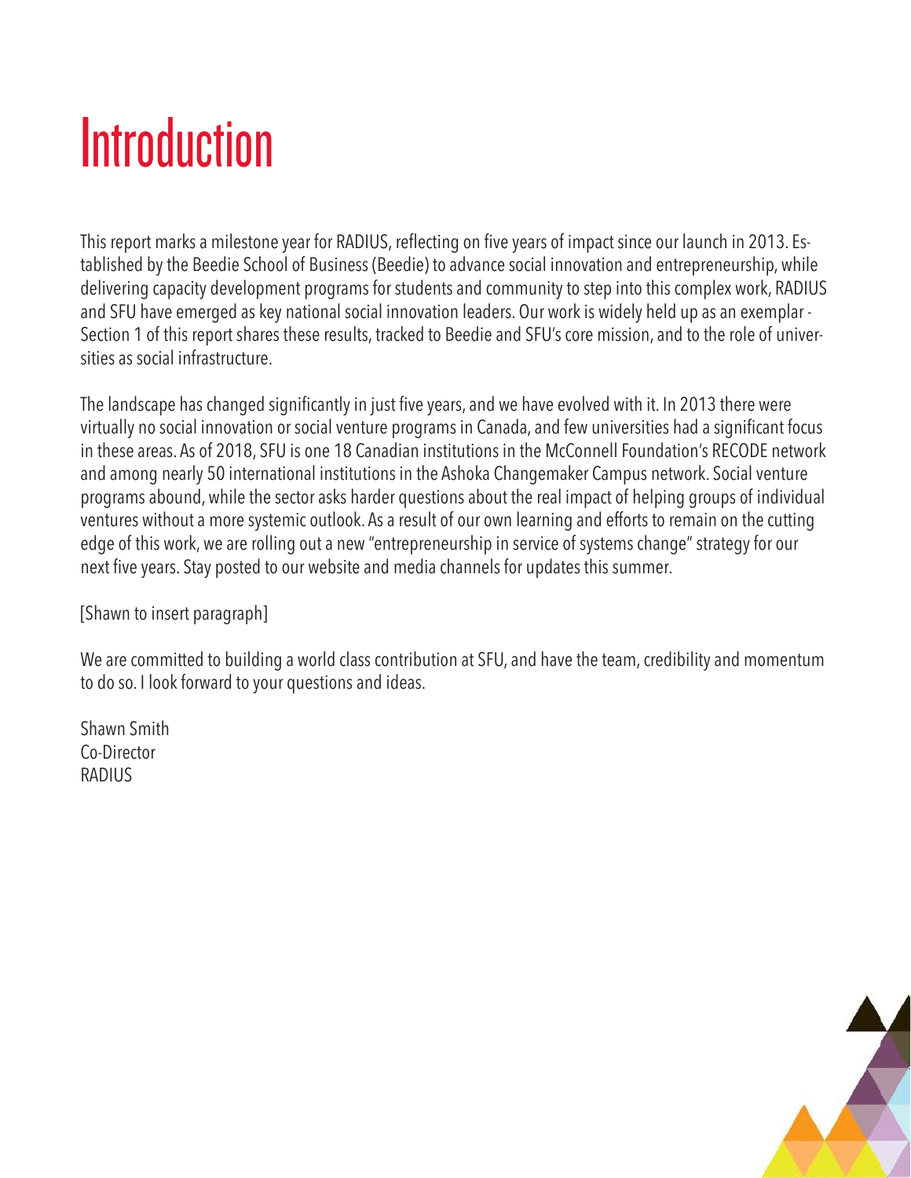# Introduction

This report marks a milestone year for RADIUS, reflecting on five years of impact since our launch in 2013. Established by the Beedie School of Business (Beedie) to advance social innovation and entrepreneurship, while delivering capacity development programs for students and community to step into this complex work, RADIUS and SFU have emerged as key national social innovation leaders. Our work is widely held up as an exemplar - Section 1 of this report shares these results, tracked to Beedie and SFU's core mission, and to the role of universities as social infrastructure.

The landscape has changed significantly in just five years, and we have evolved with it. In 2013 there were virtually no social innovation or social venture programs in Canada, and few universities had a significant focus in these areas. As of 2018, SFU is one 18 Canadian institutions in the McConnell Foundation's RECODE network and among nearly 50 international institutions in the Ashoka Changemaker Campus network. Social venture programs abound, while the sector asks harder questions about the real impact of helping groups of individual ventures without a more systemic outlook. As a result of our own learning and efforts to remain on the cutting edge of this work, we are rolling out a new "entrepreneurship in service of systems change" strategy for our next five years. Stay posted to our website and media channels for updates this summer.

[Shawn to insert paragraph]

We are committed to building a world class contribution at SFU, and have the team, credibility and momentum to do so. I look forward to your questions and ideas.

Shawn Smith
Co-Director
RADIUS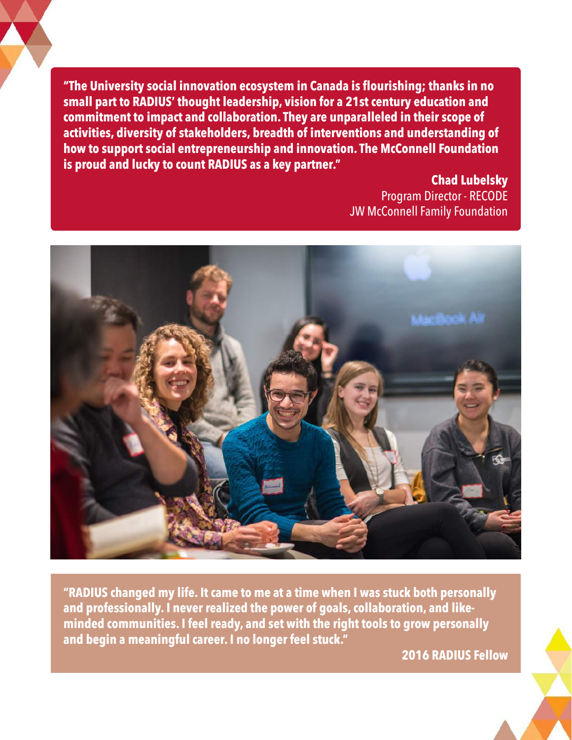**"The University social innovation ecosystem in Canada is flourishing; thanks in no small part to RADIUS' thought leadership, vision for a 21st century education and commitment to impact and collaboration. They are unparalleled in their scope of activities, diversity of stakeholders, breadth of interventions and understanding of how to support social entrepreneurship and innovation. The McConnell Foundation is proud and lucky to count RADIUS as a key partner."**

**Chad Lubelsky**
Program Director - RECODE
JW McConnell Family Foundation

**"RADIUS changed my life. It came to me at a time when I was stuck both personally and professionally. I never realized the power of goals, collaboration, and like-minded communities. I feel ready, and set with the right tools to grow personally and begin a meaningful career. I no longer feel stuck."**

**2016 RADIUS Fellow**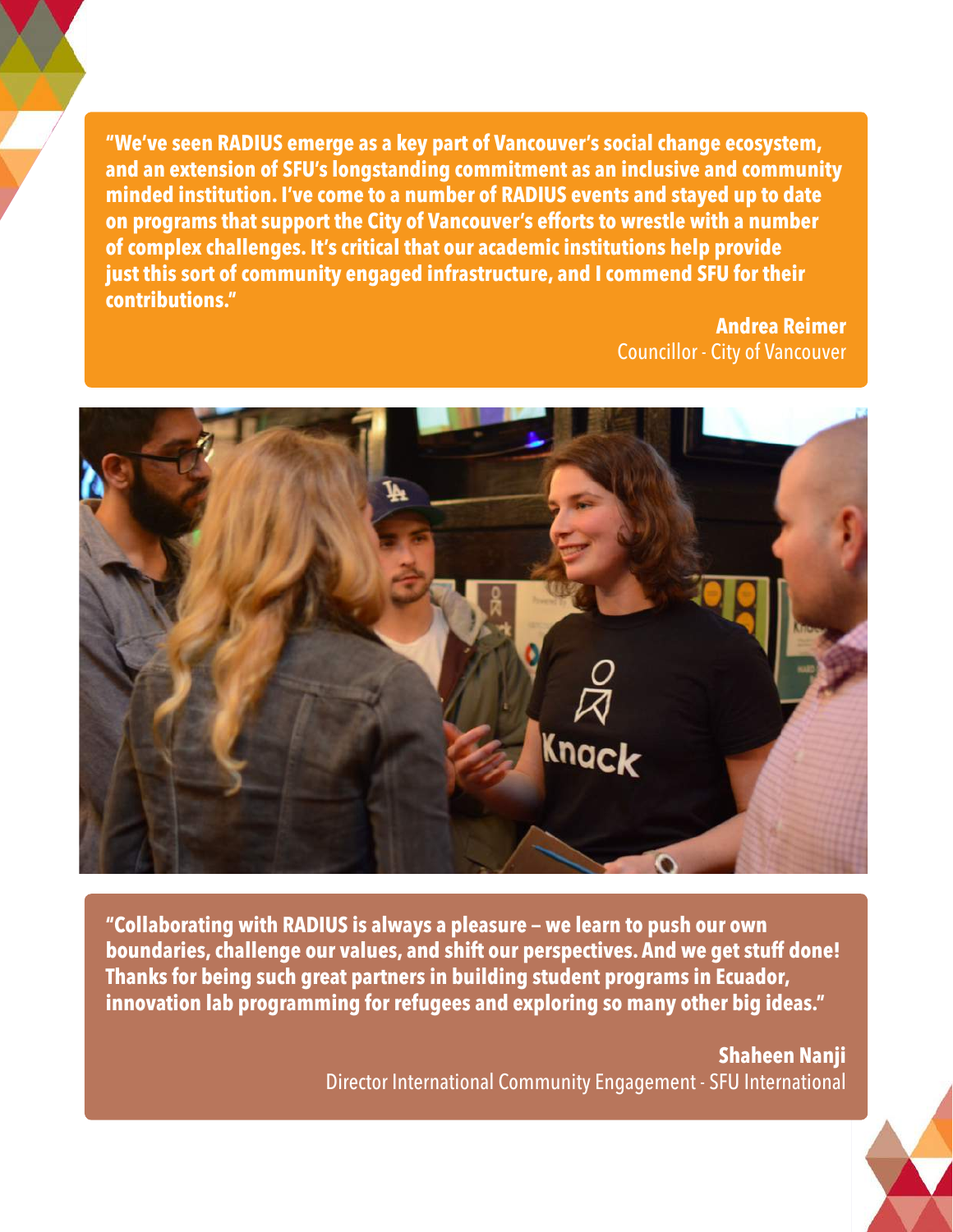**"We've seen RADIUS emerge as a key part of Vancouver's social change ecosystem, and an extension of SFU's longstanding commitment as an inclusive and community minded institution. I've come to a number of RADIUS events and stayed up to date on programs that support the City of Vancouver's efforts to wrestle with a number of complex challenges. It's critical that our academic institutions help provide just this sort of community engaged infrastructure, and I commend SFU for their contributions."**

**Andrea Reimer**
Councillor - City of Vancouver

**"Collaborating with RADIUS is always a pleasure – we learn to push our own boundaries, challenge our values, and shift our perspectives. And we get stuff done! Thanks for being such great partners in building student programs in Ecuador, innovation lab programming for refugees and exploring so many other big ideas."**

**Shaheen Nanji**
Director International Community Engagement - SFU International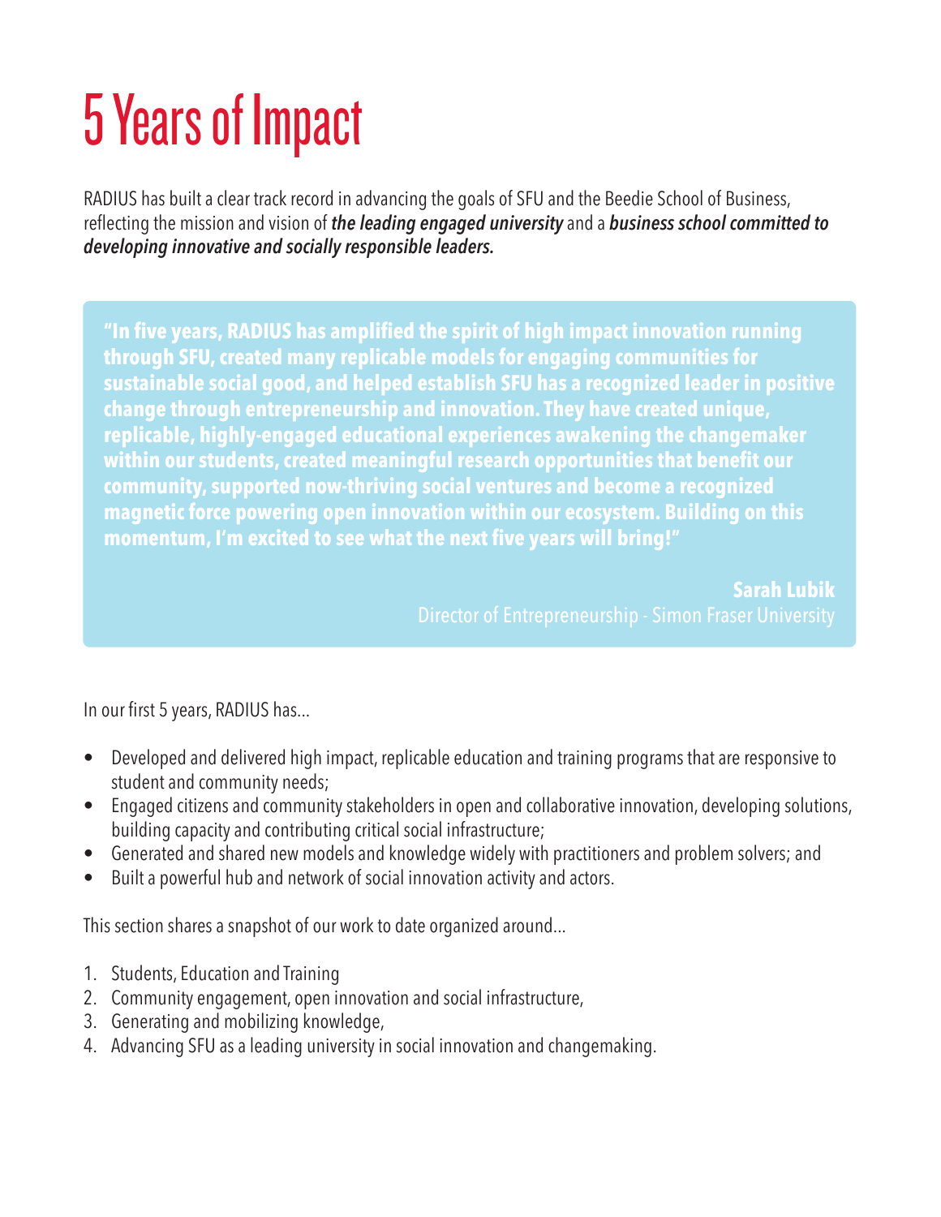# 5 Years of Impact

RADIUS has built a clear track record in advancing the goals of SFU and the Beedie School of Business, reflecting the mission and vision of ***the leading engaged university*** and a ***business school committed to developing innovative and socially responsible leaders.***

> **"In five years, RADIUS has amplified the spirit of high impact innovation running through SFU, created many replicable models for engaging communities for sustainable social good, and helped establish SFU has a recognized leader in positive change through entrepreneurship and innovation. They have created unique, replicable, highly-engaged educational experiences awakening the changemaker within our students, created meaningful research opportunities that benefit our community, supported now-thriving social ventures and become a recognized magnetic force powering open innovation within our ecosystem. Building on this momentum, I'm excited to see what the next five years will bring!"**
>
> **Sarah Lubik**
> Director of Entrepreneurship - Simon Fraser University

In our first 5 years, RADIUS has...

- Developed and delivered high impact, replicable education and training programs that are responsive to student and community needs;
- Engaged citizens and community stakeholders in open and collaborative innovation, developing solutions, building capacity and contributing critical social infrastructure;
- Generated and shared new models and knowledge widely with practitioners and problem solvers; and
- Built a powerful hub and network of social innovation activity and actors.

This section shares a snapshot of our work to date organized around...

1. Students, Education and Training
2. Community engagement, open innovation and social infrastructure,
3. Generating and mobilizing knowledge,
4. Advancing SFU as a leading university in social innovation and changemaking.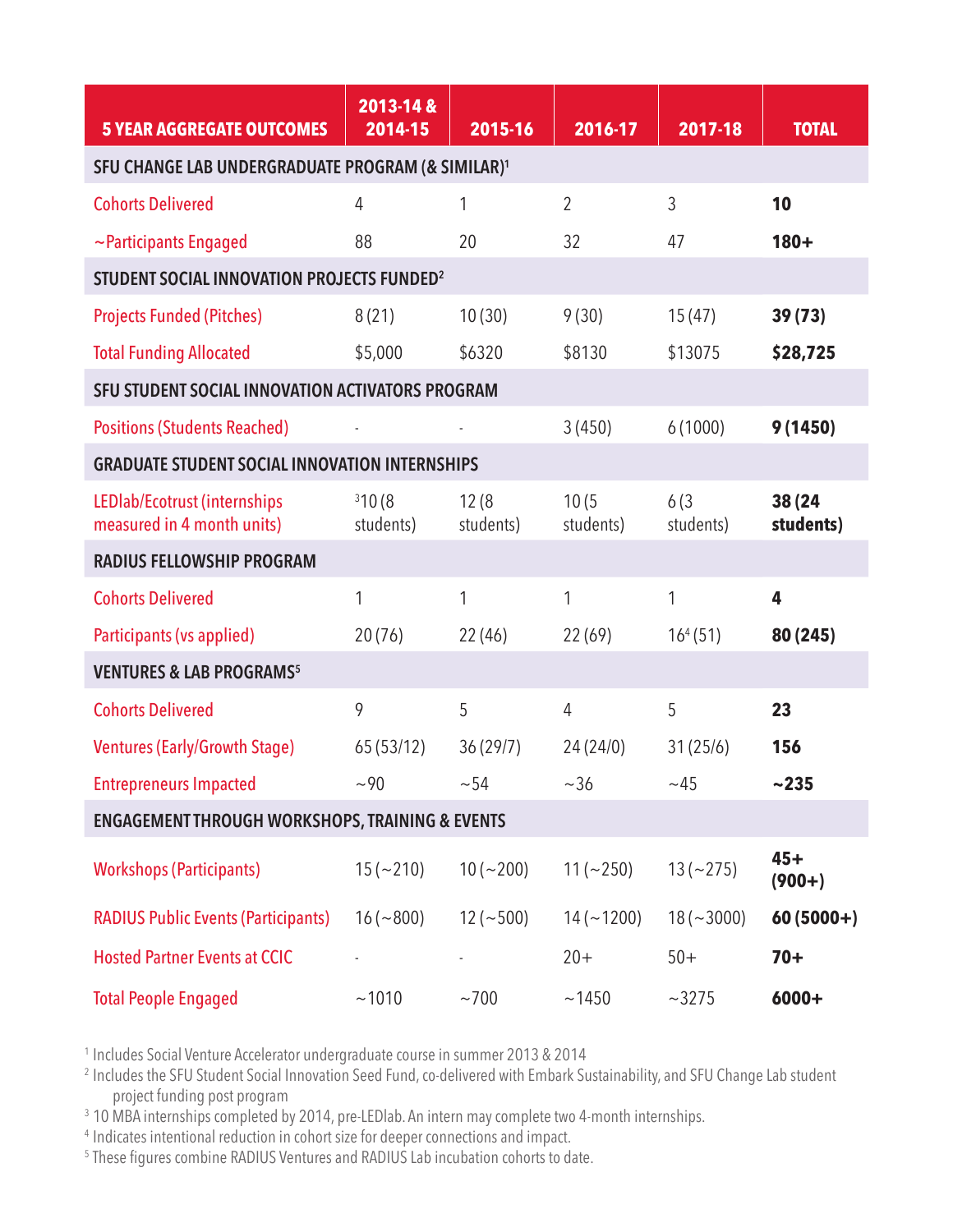| 5 YEAR AGGREGATE OUTCOMES | 2013-14 & 2014-15 | 2015-16 | 2016-17 | 2017-18 | TOTAL |
|---|---|---|---|---|---|
| **SFU CHANGE LAB UNDERGRADUATE PROGRAM (& SIMILAR)[1]** | | | | | |
| Cohorts Delivered | 4 | 1 | 2 | 3 | **10** |
| ~Participants Engaged | 88 | 20 | 32 | 47 | **180+** |
| **STUDENT SOCIAL INNOVATION PROJECTS FUNDED[2]** | | | | | |
| Projects Funded (Pitches) | 8 (21) | 10 (30) | 9 (30) | 15 (47) | **39 (73)** |
| Total Funding Allocated | $5,000 | $6320 | $8130 | $13075 | **$28,725** |
| **SFU STUDENT SOCIAL INNOVATION ACTIVATORS PROGRAM** | | | | | |
| Positions (Students Reached) | - | - | 3 (450) | 6 (1000) | **9 (1450)** |
| **GRADUATE STUDENT SOCIAL INNOVATION INTERNSHIPS** | | | | | |
| LEDlab/Ecotrust (internships measured in 4 month units) | [3]10 (8 students) | 12 (8 students) | 10 (5 students) | 6 (3 students) | **38 (24 students)** |
| **RADIUS FELLOWSHIP PROGRAM** | | | | | |
| Cohorts Delivered | 1 | 1 | 1 | 1 | **4** |
| Participants (vs applied) | 20 (76) | 22 (46) | 22 (69) | 16[4] (51) | **80 (245)** |
| **VENTURES & LAB PROGRAMS[5]** | | | | | |
| Cohorts Delivered | 9 | 5 | 4 | 5 | **23** |
| Ventures (Early/Growth Stage) | 65 (53/12) | 36 (29/7) | 24 (24/0) | 31 (25/6) | **156** |
| Entrepreneurs Impacted | ~90 | ~54 | ~36 | ~45 | **~235** |
| **ENGAGEMENT THROUGH WORKSHOPS, TRAINING & EVENTS** | | | | | |
| Workshops (Participants) | 15 (~210) | 10 (~200) | 11 (~250) | 13 (~275) | **45+ (900+)** |
| RADIUS Public Events (Participants) | 16 (~800) | 12 (~500) | 14 (~1200) | 18 (~3000) | **60 (5000+)** |
| Hosted Partner Events at CCIC | - | - | 20+ | 50+ | **70+** |
| Total People Engaged | ~1010 | ~700 | ~1450 | ~3275 | **6000+** |

[1] Includes Social Venture Accelerator undergraduate course in summer 2013 & 2014

[2] Includes the SFU Student Social Innovation Seed Fund, co-delivered with Embark Sustainability, and SFU Change Lab student project funding post program

[3] 10 MBA internships completed by 2014, pre-LEDlab. An intern may complete two 4-month internships.

[4] Indicates intentional reduction in cohort size for deeper connections and impact.

[5] These figures combine RADIUS Ventures and RADIUS Lab incubation cohorts to date.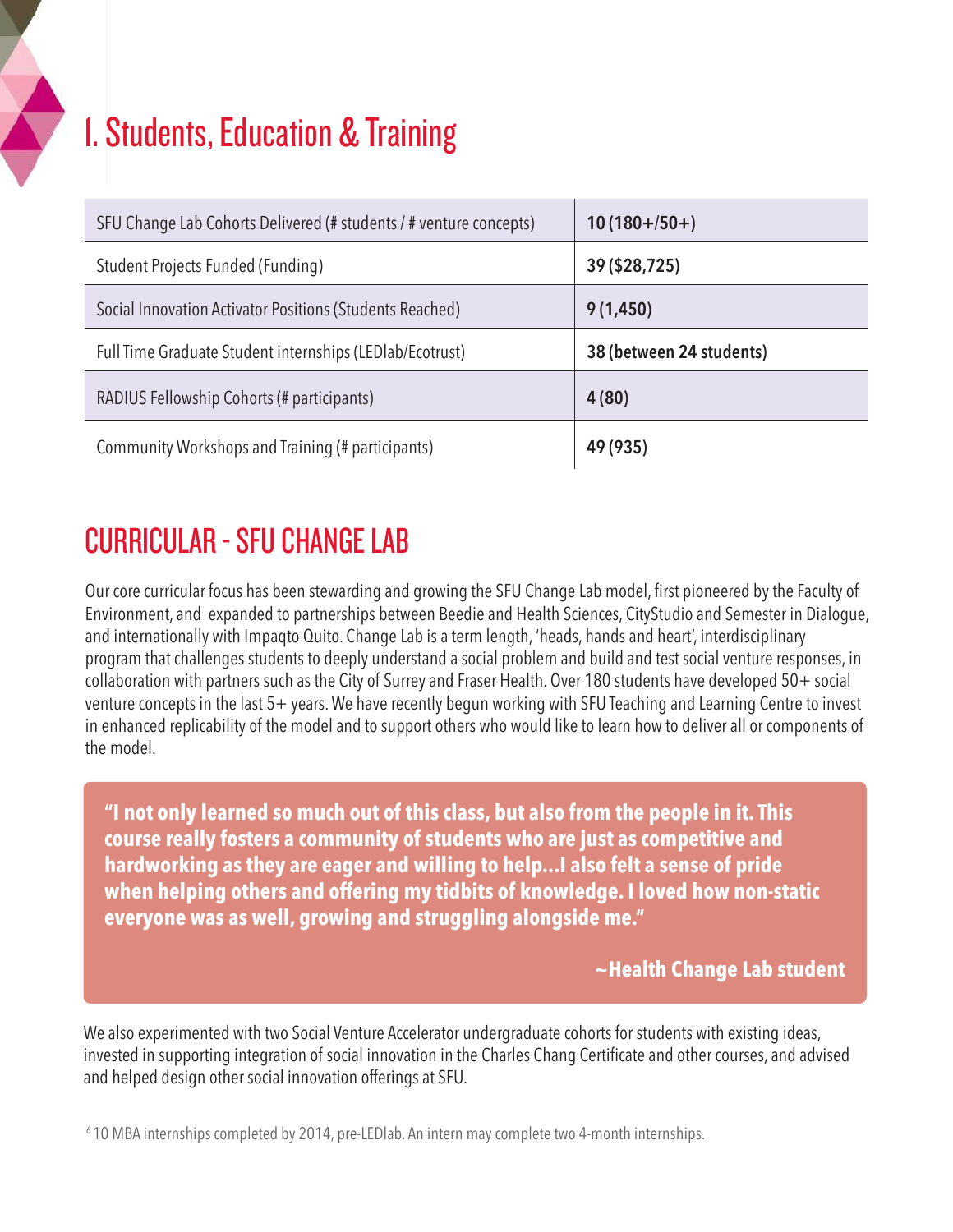# I. Students, Education & Training

| | |
|---|---|
| SFU Change Lab Cohorts Delivered (# students / # venture concepts) | **10 (180+/50+)** |
| Student Projects Funded (Funding) | **39 ($28,725)** |
| Social Innovation Activator Positions (Students Reached) | **9 (1,450)** |
| Full Time Graduate Student internships (LEDlab/Ecotrust) | **38 (between 24 students)** |
| RADIUS Fellowship Cohorts (# participants) | **4 (80)** |
| Community Workshops and Training (# participants) | **49 (935)** |

## CURRICULAR - SFU CHANGE LAB

Our core curricular focus has been stewarding and growing the SFU Change Lab model, first pioneered by the Faculty of Environment, and expanded to partnerships between Beedie and Health Sciences, CityStudio and Semester in Dialogue, and internationally with Impaqto Quito. Change Lab is a term length, 'heads, hands and heart', interdisciplinary program that challenges students to deeply understand a social problem and build and test social venture responses, in collaboration with partners such as the City of Surrey and Fraser Health. Over 180 students have developed 50+ social venture concepts in the last 5+ years. We have recently begun working with SFU Teaching and Learning Centre to invest in enhanced replicability of the model and to support others who would like to learn how to deliver all or components of the model.

> **"I not only learned so much out of this class, but also from the people in it. This course really fosters a community of students who are just as competitive and hardworking as they are eager and willing to help...I also felt a sense of pride when helping others and offering my tidbits of knowledge. I loved how non-static everyone was as well, growing and struggling alongside me."**
>
> **~Health Change Lab student**

We also experimented with two Social Venture Accelerator undergraduate cohorts for students with existing ideas, invested in supporting integration of social innovation in the Charles Chang Certificate and other courses, and advised and helped design other social innovation offerings at SFU.

[6] 10 MBA internships completed by 2014, pre-LEDlab. An intern may complete two 4-month internships.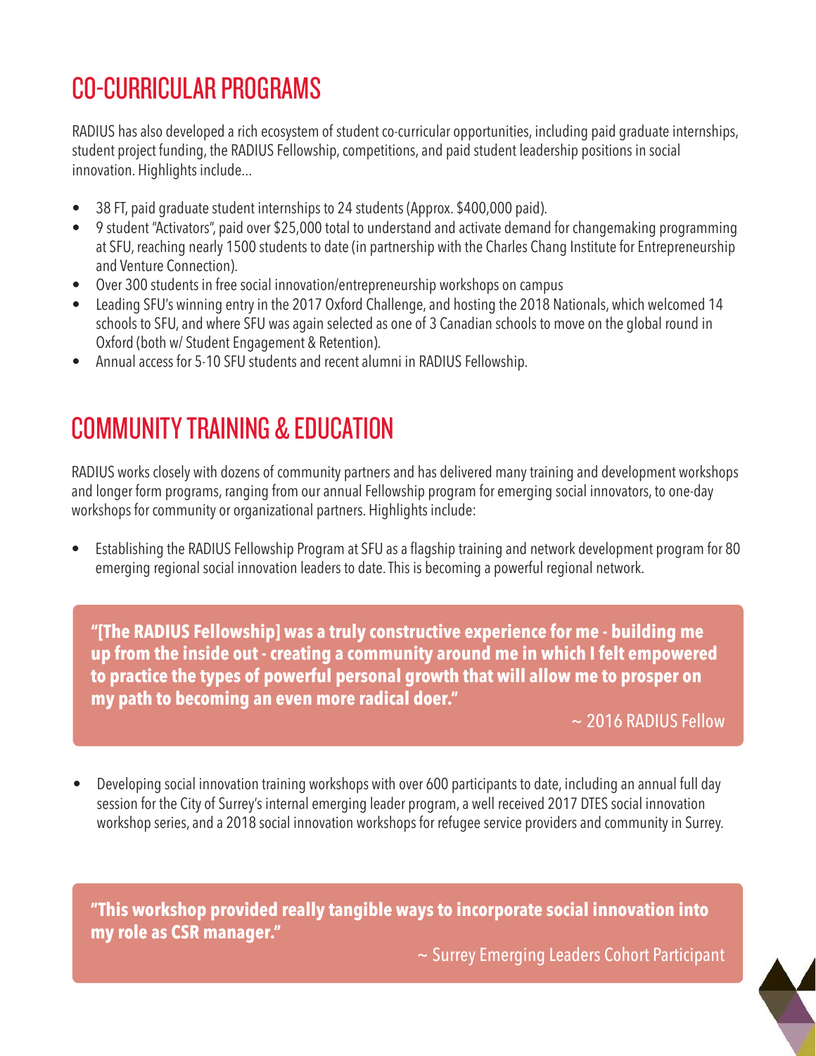# CO-CURRICULAR PROGRAMS

RADIUS has also developed a rich ecosystem of student co-curricular opportunities, including paid graduate internships, student project funding, the RADIUS Fellowship, competitions, and paid student leadership positions in social innovation. Highlights include...

- 38 FT, paid graduate student internships to 24 students (Approx. $400,000 paid).
- 9 student "Activators", paid over $25,000 total to understand and activate demand for changemaking programming at SFU, reaching nearly 1500 students to date (in partnership with the Charles Chang Institute for Entrepreneurship and Venture Connection).
- Over 300 students in free social innovation/entrepreneurship workshops on campus
- Leading SFU's winning entry in the 2017 Oxford Challenge, and hosting the 2018 Nationals, which welcomed 14 schools to SFU, and where SFU was again selected as one of 3 Canadian schools to move on the global round in Oxford (both w/ Student Engagement & Retention).
- Annual access for 5-10 SFU students and recent alumni in RADIUS Fellowship.

# COMMUNITY TRAINING & EDUCATION

RADIUS works closely with dozens of community partners and has delivered many training and development workshops and longer form programs, ranging from our annual Fellowship program for emerging social innovators, to one-day workshops for community or organizational partners. Highlights include:

- Establishing the RADIUS Fellowship Program at SFU as a flagship training and network development program for 80 emerging regional social innovation leaders to date. This is becoming a powerful regional network.

> **"[The RADIUS Fellowship] was a truly constructive experience for me - building me up from the inside out - creating a community around me in which I felt empowered to practice the types of powerful personal growth that will allow me to prosper on my path to becoming an even more radical doer."**
>
> ~ 2016 RADIUS Fellow

- Developing social innovation training workshops with over 600 participants to date, including an annual full day session for the City of Surrey's internal emerging leader program, a well received 2017 DTES social innovation workshop series, and a 2018 social innovation workshops for refugee service providers and community in Surrey.

> **"This workshop provided really tangible ways to incorporate social innovation into my role as CSR manager."**
>
> ~ Surrey Emerging Leaders Cohort Participant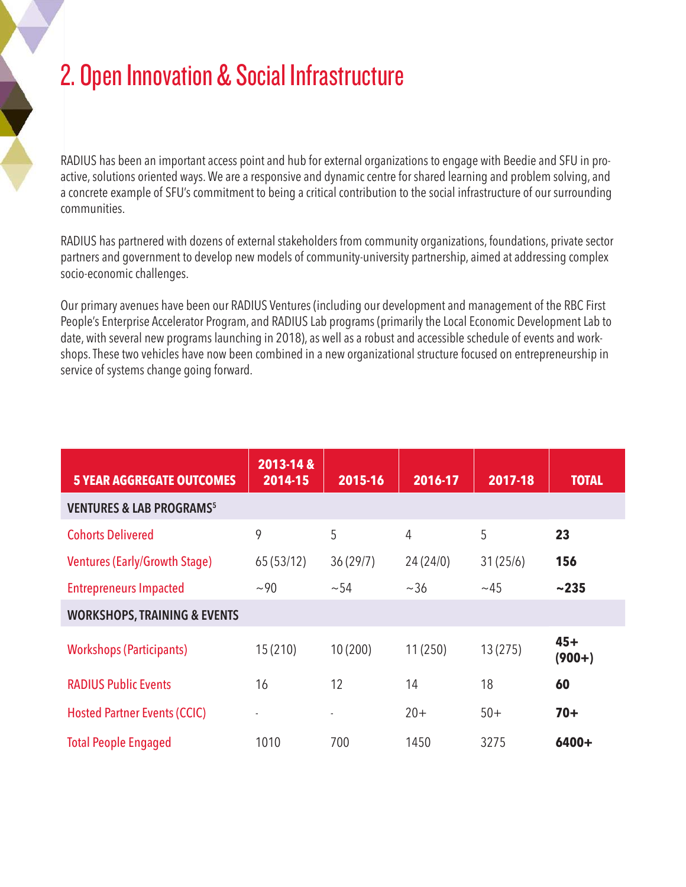# 2. Open Innovation & Social Infrastructure

RADIUS has been an important access point and hub for external organizations to engage with Beedie and SFU in pro-active, solutions oriented ways. We are a responsive and dynamic centre for shared learning and problem solving, and a concrete example of SFU's commitment to being a critical contribution to the social infrastructure of our surrounding communities.

RADIUS has partnered with dozens of external stakeholders from community organizations, foundations, private sector partners and government to develop new models of community-university partnership, aimed at addressing complex socio-economic challenges.

Our primary avenues have been our RADIUS Ventures (including our development and management of the RBC First People's Enterprise Accelerator Program, and RADIUS Lab programs (primarily the Local Economic Development Lab to date, with several new programs launching in 2018), as well as a robust and accessible schedule of events and work-shops. These two vehicles have now been combined in a new organizational structure focused on entrepreneurship in service of systems change going forward.

| 5 YEAR AGGREGATE OUTCOMES | 2013-14 & 2014-15 | 2015-16 | 2016-17 | 2017-18 | TOTAL |
|---|---|---|---|---|---|
| **VENTURES & LAB PROGRAMS[5]** | | | | | |
| Cohorts Delivered | 9 | 5 | 4 | 5 | **23** |
| Ventures (Early/Growth Stage) | 65 (53/12) | 36 (29/7) | 24 (24/0) | 31 (25/6) | **156** |
| Entrepreneurs Impacted | ~90 | ~54 | ~36 | ~45 | **~235** |
| **WORKSHOPS, TRAINING & EVENTS** | | | | | |
| Workshops (Participants) | 15 (210) | 10 (200) | 11 (250) | 13 (275) | **45+ (900+)** |
| RADIUS Public Events | 16 | 12 | 14 | 18 | **60** |
| Hosted Partner Events (CCIC) | - | - | 20+ | 50+ | **70+** |
| Total People Engaged | 1010 | 700 | 1450 | 3275 | **6400+** |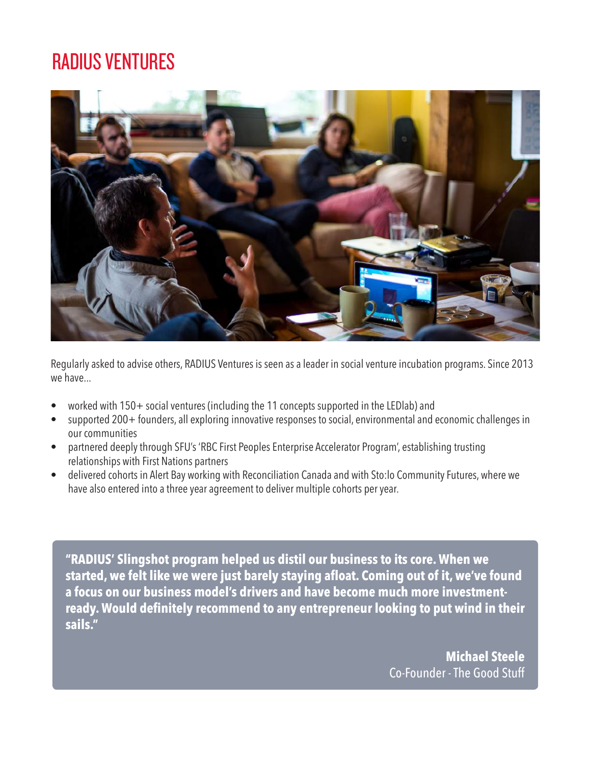# RADIUS VENTURES

Regularly asked to advise others, RADIUS Ventures is seen as a leader in social venture incubation programs. Since 2013 we have...

- worked with 150+ social ventures (including the 11 concepts supported in the LEDlab) and
- supported 200+ founders, all exploring innovative responses to social, environmental and economic challenges in our communities
- partnered deeply through SFU's 'RBC First Peoples Enterprise Accelerator Program', establishing trusting relationships with First Nations partners
- delivered cohorts in Alert Bay working with Reconciliation Canada and with Sto:lo Community Futures, where we have also entered into a three year agreement to deliver multiple cohorts per year.

> **"RADIUS' Slingshot program helped us distil our business to its core. When we started, we felt like we were just barely staying afloat. Coming out of it, we've found a focus on our business model's drivers and have become much more investment-ready. Would definitely recommend to any entrepreneur looking to put wind in their sails."**
>
> **Michael Steele**
> Co-Founder - The Good Stuff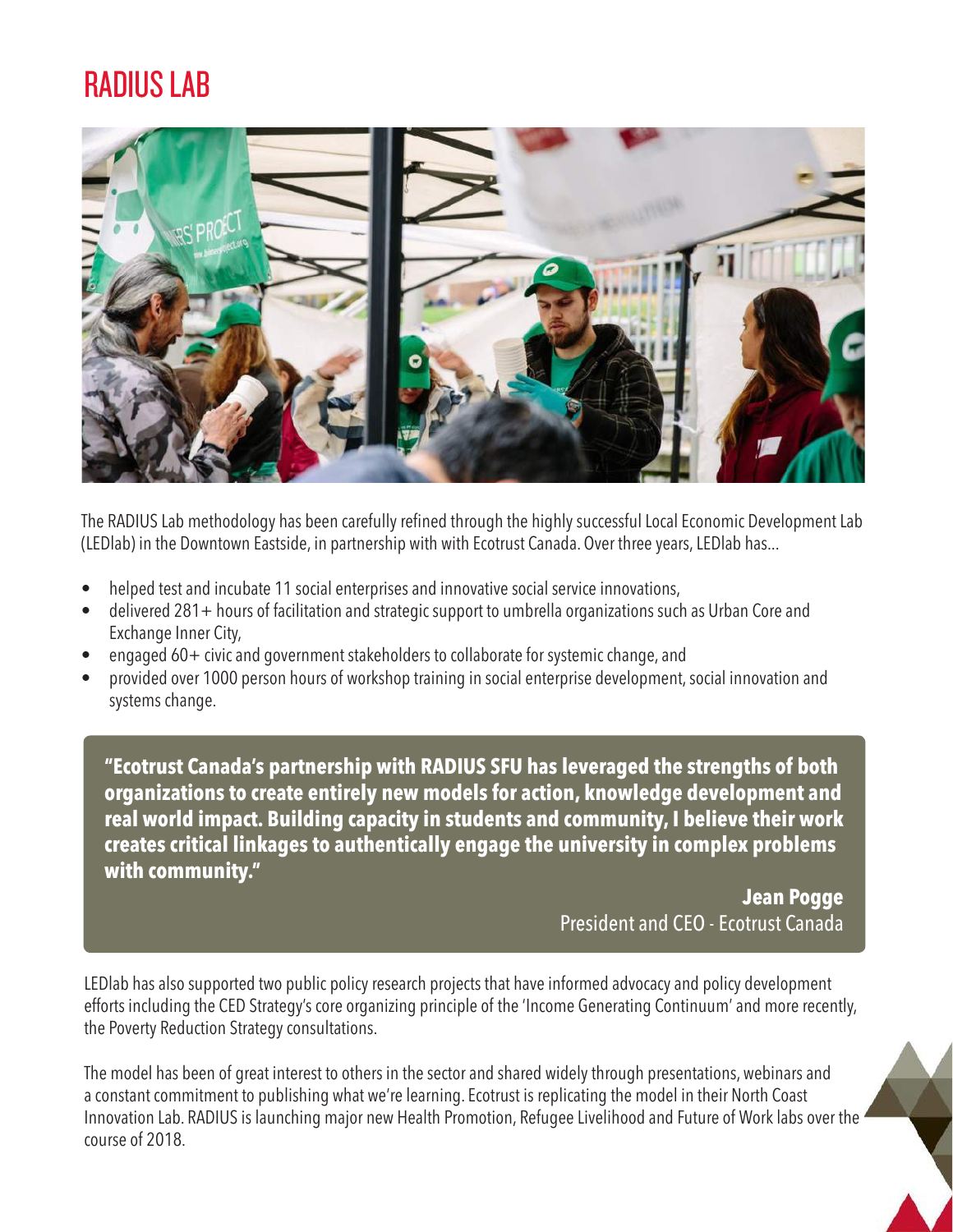# RADIUS LAB

The RADIUS Lab methodology has been carefully refined through the highly successful Local Economic Development Lab (LEDlab) in the Downtown Eastside, in partnership with with Ecotrust Canada. Over three years, LEDlab has...

- helped test and incubate 11 social enterprises and innovative social service innovations,
- delivered 281+ hours of facilitation and strategic support to umbrella organizations such as Urban Core and Exchange Inner City,
- engaged 60+ civic and government stakeholders to collaborate for systemic change, and
- provided over 1000 person hours of workshop training in social enterprise development, social innovation and systems change.

> **"Ecotrust Canada's partnership with RADIUS SFU has leveraged the strengths of both organizations to create entirely new models for action, knowledge development and real world impact. Building capacity in students and community, I believe their work creates critical linkages to authentically engage the university in complex problems with community."**
>
> **Jean Pogge**
> President and CEO - Ecotrust Canada

LEDlab has also supported two public policy research projects that have informed advocacy and policy development efforts including the CED Strategy's core organizing principle of the 'Income Generating Continuum' and more recently, the Poverty Reduction Strategy consultations.

The model has been of great interest to others in the sector and shared widely through presentations, webinars and a constant commitment to publishing what we're learning. Ecotrust is replicating the model in their North Coast Innovation Lab. RADIUS is launching major new Health Promotion, Refugee Livelihood and Future of Work labs over the course of 2018.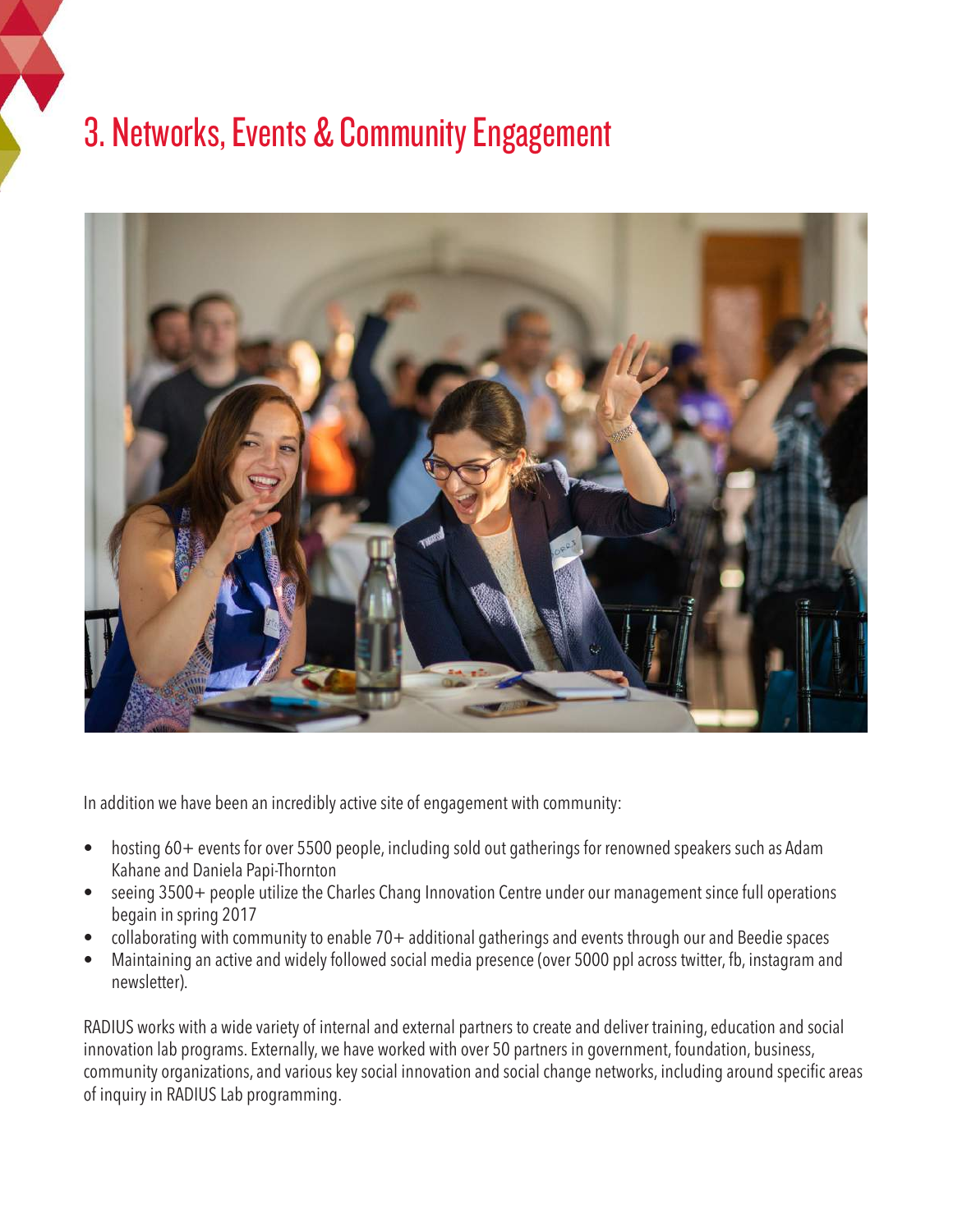# 3. Networks, Events & Community Engagement

In addition we have been an incredibly active site of engagement with community:

- hosting 60+ events for over 5500 people, including sold out gatherings for renowned speakers such as Adam Kahane and Daniela Papi-Thornton
- seeing 3500+ people utilize the Charles Chang Innovation Centre under our management since full operations begain in spring 2017
- collaborating with community to enable 70+ additional gatherings and events through our and Beedie spaces
- Maintaining an active and widely followed social media presence (over 5000 ppl across twitter, fb, instagram and newsletter).

RADIUS works with a wide variety of internal and external partners to create and deliver training, education and social innovation lab programs. Externally, we have worked with over 50 partners in government, foundation, business, community organizations, and various key social innovation and social change networks, including around specific areas of inquiry in RADIUS Lab programming.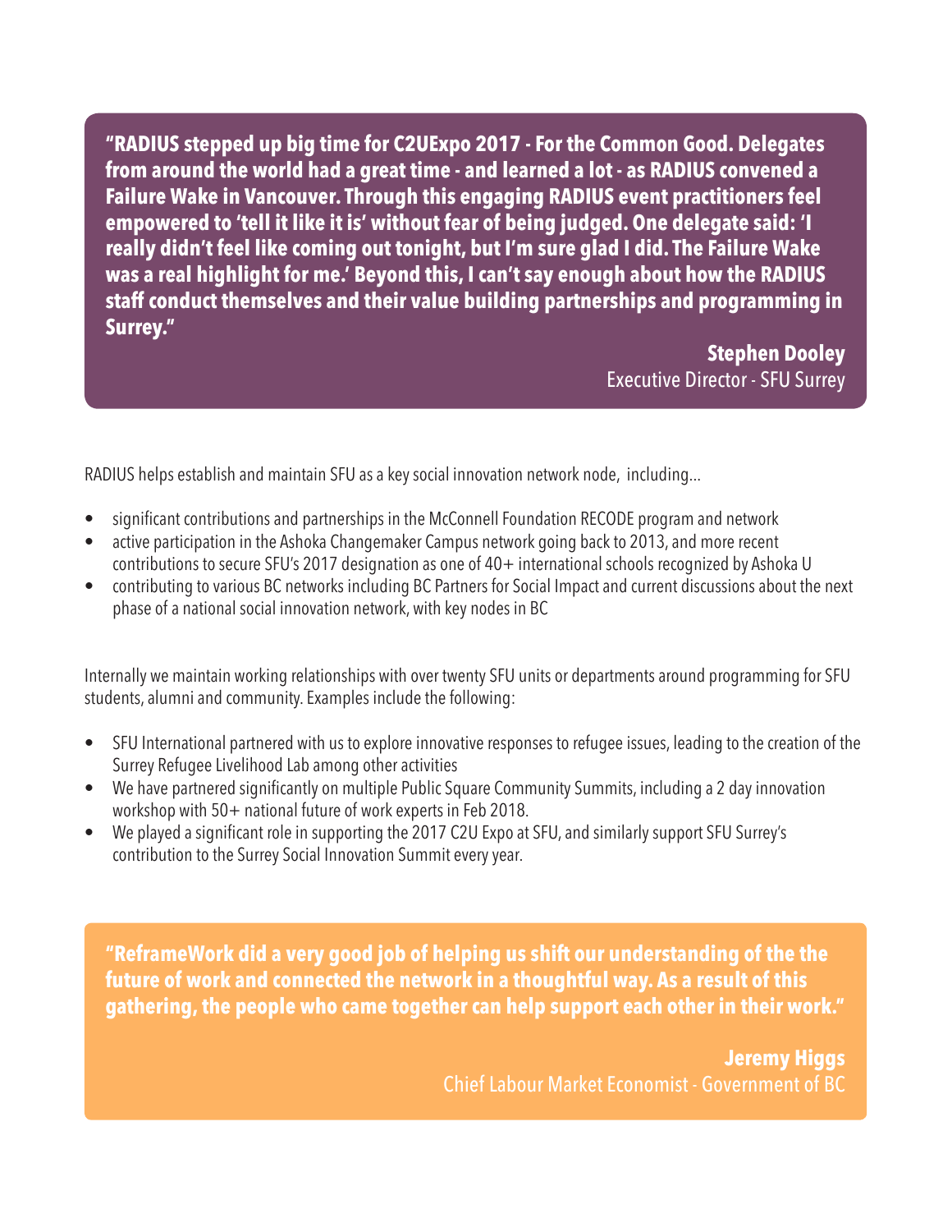> **"RADIUS stepped up big time for C2UExpo 2017 - For the Common Good. Delegates from around the world had a great time - and learned a lot - as RADIUS convened a Failure Wake in Vancouver. Through this engaging RADIUS event practitioners feel empowered to 'tell it like it is' without fear of being judged. One delegate said: 'I really didn't feel like coming out tonight, but I'm sure glad I did. The Failure Wake was a real highlight for me.' Beyond this, I can't say enough about how the RADIUS staff conduct themselves and their value building partnerships and programming in Surrey."**
>
> **Stephen Dooley**
> Executive Director - SFU Surrey

RADIUS helps establish and maintain SFU as a key social innovation network node, including...

- significant contributions and partnerships in the McConnell Foundation RECODE program and network
- active participation in the Ashoka Changemaker Campus network going back to 2013, and more recent contributions to secure SFU's 2017 designation as one of 40+ international schools recognized by Ashoka U
- contributing to various BC networks including BC Partners for Social Impact and current discussions about the next phase of a national social innovation network, with key nodes in BC

Internally we maintain working relationships with over twenty SFU units or departments around programming for SFU students, alumni and community. Examples include the following:

- SFU International partnered with us to explore innovative responses to refugee issues, leading to the creation of the Surrey Refugee Livelihood Lab among other activities
- We have partnered significantly on multiple Public Square Community Summits, including a 2 day innovation workshop with 50+ national future of work experts in Feb 2018.
- We played a significant role in supporting the 2017 C2U Expo at SFU, and similarly support SFU Surrey's contribution to the Surrey Social Innovation Summit every year.

> **"ReframeWork did a very good job of helping us shift our understanding of the the future of work and connected the network in a thoughtful way. As a result of this gathering, the people who came together can help support each other in their work."**
>
> **Jeremy Higgs**
> Chief Labour Market Economist - Government of BC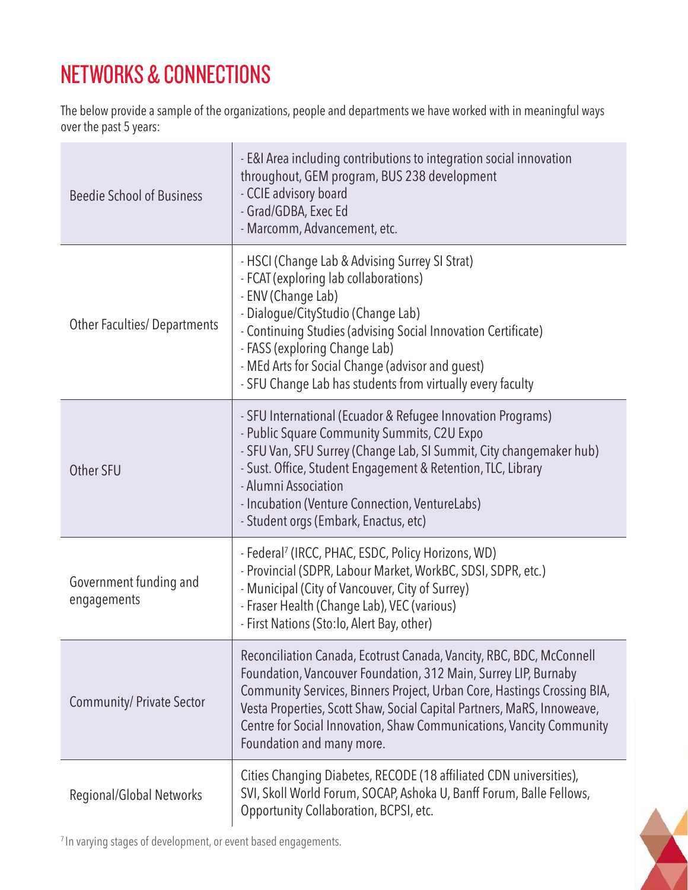# NETWORKS & CONNECTIONS

The below provide a sample of the organizations, people and departments we have worked with in meaningful ways over the past 5 years:

| | |
|---|---|
| Beedie School of Business | - E&I Area including contributions to integration social innovation throughout, GEM program, BUS 238 development<br>- CCIE advisory board<br>- Grad/GDBA, Exec Ed<br>- Marcomm, Advancement, etc. |
| Other Faculties/ Departments | - HSCI (Change Lab & Advising Surrey SI Strat)<br>- FCAT (exploring lab collaborations)<br>- ENV (Change Lab)<br>- Dialogue/CityStudio (Change Lab)<br>- Continuing Studies (advising Social Innovation Certificate)<br>- FASS (exploring Change Lab)<br>- MEd Arts for Social Change (advisor and guest)<br>- SFU Change Lab has students from virtually every faculty |
| Other SFU | - SFU International (Ecuador & Refugee Innovation Programs)<br>- Public Square Community Summits, C2U Expo<br>- SFU Van, SFU Surrey (Change Lab, SI Summit, City changemaker hub)<br>- Sust. Office, Student Engagement & Retention, TLC, Library<br>- Alumni Association<br>- Incubation (Venture Connection, VentureLabs)<br>- Student orgs (Embark, Enactus, etc) |
| Government funding and engagements | - Federal[7] (IRCC, PHAC, ESDC, Policy Horizons, WD)<br>- Provincial (SDPR, Labour Market, WorkBC, SDSI, SDPR, etc.)<br>- Municipal (City of Vancouver, City of Surrey)<br>- Fraser Health (Change Lab), VEC (various)<br>- First Nations (Sto:lo, Alert Bay, other) |
| Community/ Private Sector | Reconciliation Canada, Ecotrust Canada, Vancity, RBC, BDC, McConnell Foundation, Vancouver Foundation, 312 Main, Surrey LIP, Burnaby Community Services, Binners Project, Urban Core, Hastings Crossing BIA, Vesta Properties, Scott Shaw, Social Capital Partners, MaRS, Innoweave, Centre for Social Innovation, Shaw Communications, Vancity Community Foundation and many more. |
| Regional/Global Networks | Cities Changing Diabetes, RECODE (18 affiliated CDN universities), SVI, Skoll World Forum, SOCAP, Ashoka U, Banff Forum, Balle Fellows, Opportunity Collaboration, BCPSI, etc. |

[7] In varying stages of development, or event based engagements.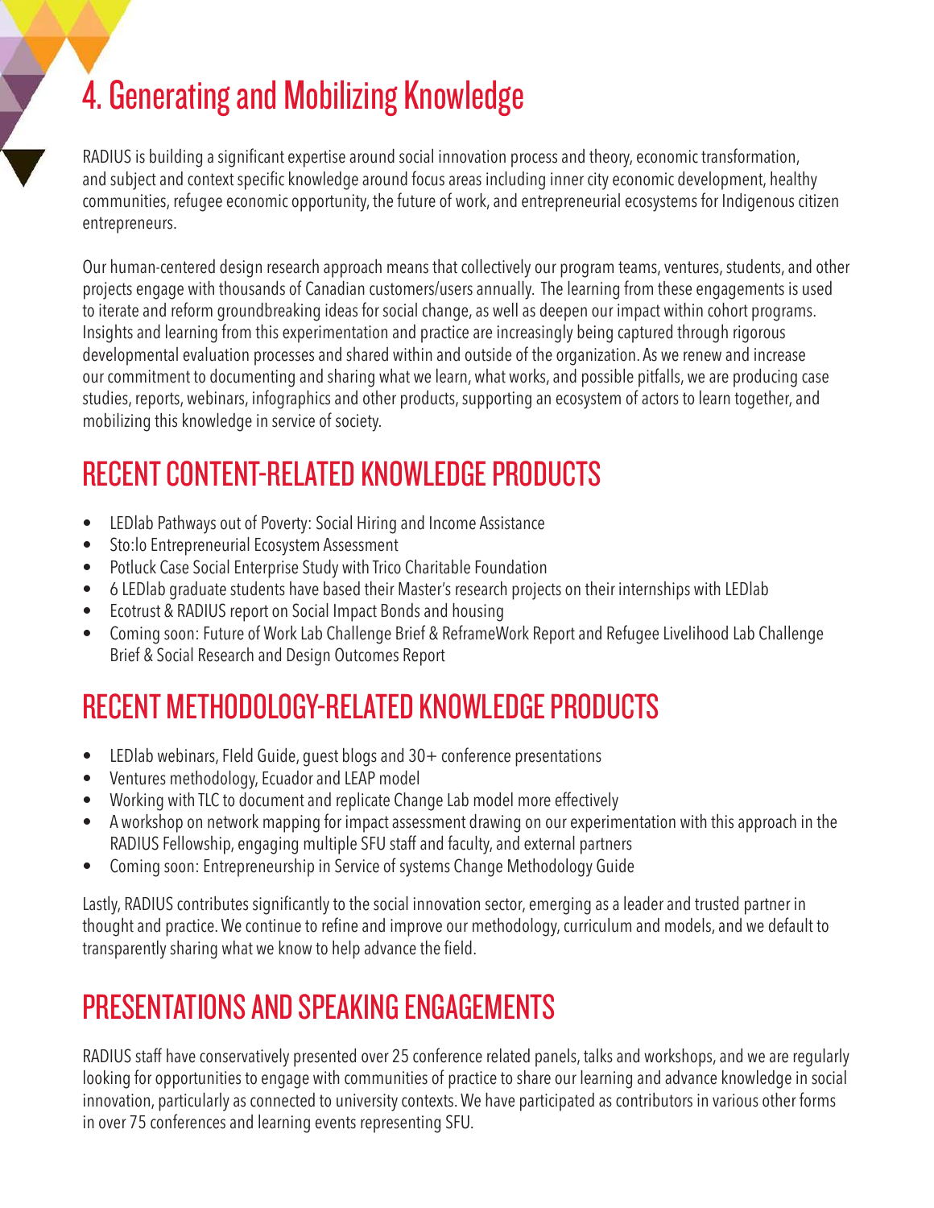# 4. Generating and Mobilizing Knowledge

RADIUS is building a significant expertise around social innovation process and theory, economic transformation, and subject and context specific knowledge around focus areas including inner city economic development, healthy communities, refugee economic opportunity, the future of work, and entrepreneurial ecosystems for Indigenous citizen entrepreneurs.

Our human-centered design research approach means that collectively our program teams, ventures, students, and other projects engage with thousands of Canadian customers/users annually. The learning from these engagements is used to iterate and reform groundbreaking ideas for social change, as well as deepen our impact within cohort programs. Insights and learning from this experimentation and practice are increasingly being captured through rigorous developmental evaluation processes and shared within and outside of the organization. As we renew and increase our commitment to documenting and sharing what we learn, what works, and possible pitfalls, we are producing case studies, reports, webinars, infographics and other products, supporting an ecosystem of actors to learn together, and mobilizing this knowledge in service of society.

## RECENT CONTENT-RELATED KNOWLEDGE PRODUCTS

- LEDlab Pathways out of Poverty: Social Hiring and Income Assistance
- Sto:lo Entrepreneurial Ecosystem Assessment
- Potluck Case Social Enterprise Study with Trico Charitable Foundation
- 6 LEDlab graduate students have based their Master's research projects on their internships with LEDlab
- Ecotrust & RADIUS report on Social Impact Bonds and housing
- Coming soon: Future of Work Lab Challenge Brief & ReframeWork Report and Refugee Livelihood Lab Challenge Brief & Social Research and Design Outcomes Report

## RECENT METHODOLOGY-RELATED KNOWLEDGE PRODUCTS

- LEDlab webinars, FIeld Guide, guest blogs and 30+ conference presentations
- Ventures methodology, Ecuador and LEAP model
- Working with TLC to document and replicate Change Lab model more effectively
- A workshop on network mapping for impact assessment drawing on our experimentation with this approach in the RADIUS Fellowship, engaging multiple SFU staff and faculty, and external partners
- Coming soon: Entrepreneurship in Service of systems Change Methodology Guide

Lastly, RADIUS contributes significantly to the social innovation sector, emerging as a leader and trusted partner in thought and practice. We continue to refine and improve our methodology, curriculum and models, and we default to transparently sharing what we know to help advance the field.

## PRESENTATIONS AND SPEAKING ENGAGEMENTS

RADIUS staff have conservatively presented over 25 conference related panels, talks and workshops, and we are regularly looking for opportunities to engage with communities of practice to share our learning and advance knowledge in social innovation, particularly as connected to university contexts. We have participated as contributors in various other forms in over 75 conferences and learning events representing SFU.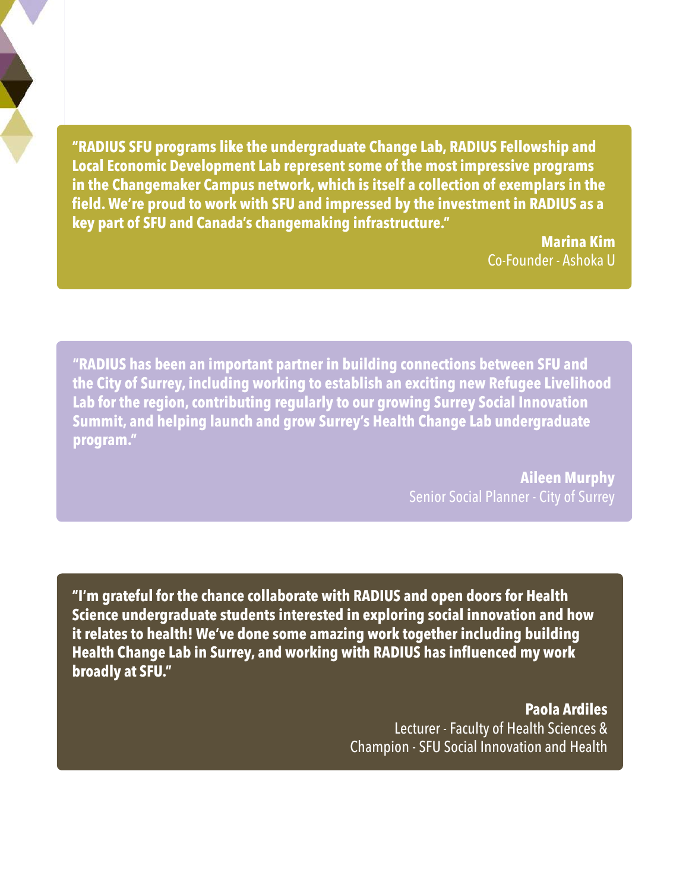**"RADIUS SFU programs like the undergraduate Change Lab, RADIUS Fellowship and Local Economic Development Lab represent some of the most impressive programs in the Changemaker Campus network, which is itself a collection of exemplars in the field. We're proud to work with SFU and impressed by the investment in RADIUS as a key part of SFU and Canada's changemaking infrastructure."**

**Marina Kim**
Co-Founder - Ashoka U

**"RADIUS has been an important partner in building connections between SFU and the City of Surrey, including working to establish an exciting new Refugee Livelihood Lab for the region, contributing regularly to our growing Surrey Social Innovation Summit, and helping launch and grow Surrey's Health Change Lab undergraduate program."**

**Aileen Murphy**
Senior Social Planner - City of Surrey

**"I'm grateful for the chance collaborate with RADIUS and open doors for Health Science undergraduate students interested in exploring social innovation and how it relates to health! We've done some amazing work together including building Health Change Lab in Surrey, and working with RADIUS has influenced my work broadly at SFU."**

**Paola Ardiles**
Lecturer - Faculty of Health Sciences &
Champion - SFU Social Innovation and Health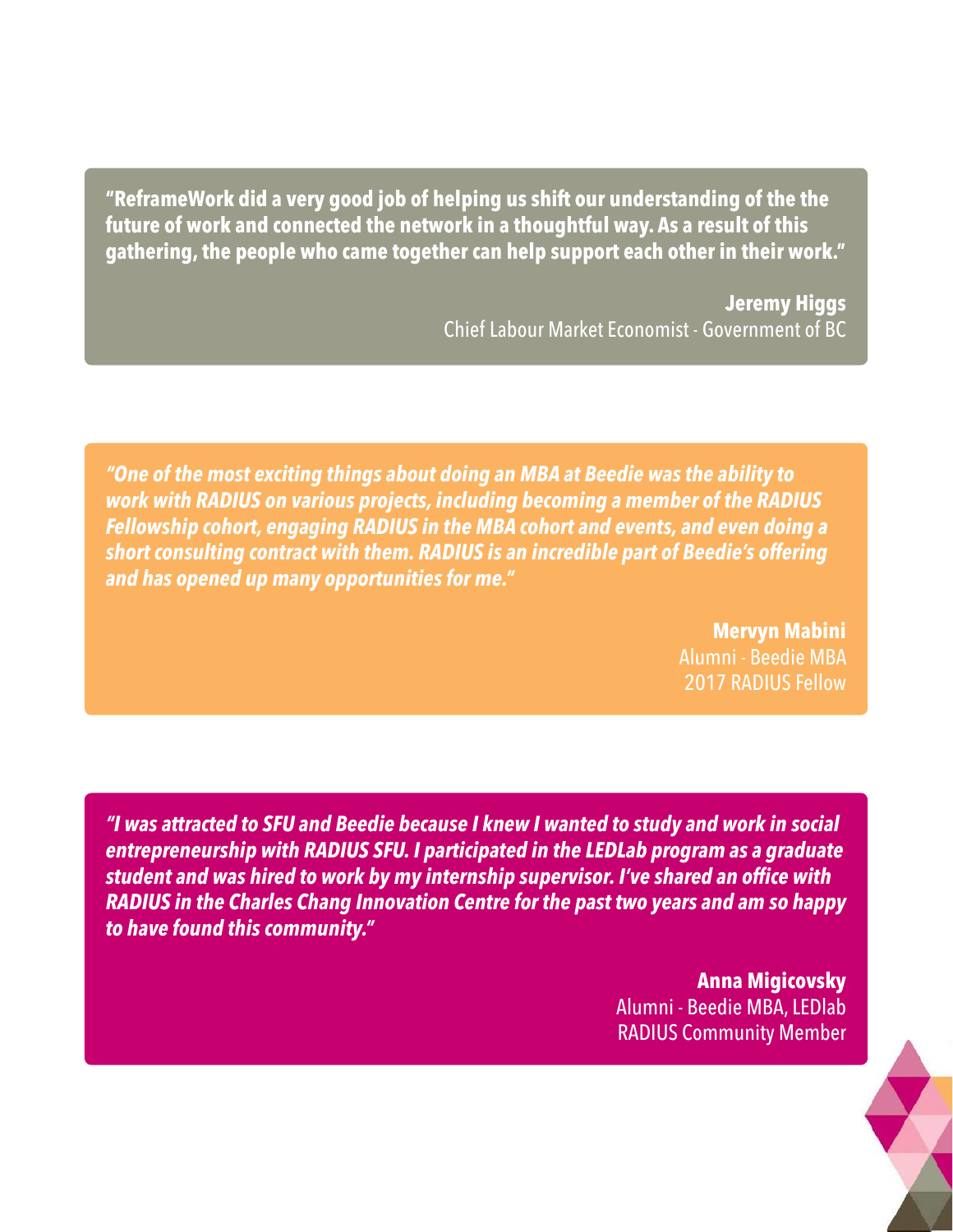**"ReframeWork did a very good job of helping us shift our understanding of the the future of work and connected the network in a thoughtful way. As a result of this gathering, the people who came together can help support each other in their work."**

**Jeremy Higgs**
Chief Labour Market Economist - Government of BC

***"One of the most exciting things about doing an MBA at Beedie was the ability to work with RADIUS on various projects, including becoming a member of the RADIUS Fellowship cohort, engaging RADIUS in the MBA cohort and events, and even doing a short consulting contract with them. RADIUS is an incredible part of Beedie's offering and has opened up many opportunities for me."***

**Mervyn Mabini**
Alumni - Beedie MBA
2017 RADIUS Fellow

***"I was attracted to SFU and Beedie because I knew I wanted to study and work in social entrepreneurship with RADIUS SFU. I participated in the LEDLab program as a graduate student and was hired to work by my internship supervisor. I've shared an office with RADIUS in the Charles Chang Innovation Centre for the past two years and am so happy to have found this community."***

**Anna Migicovsky**
Alumni - Beedie MBA, LEDlab
RADIUS Community Member